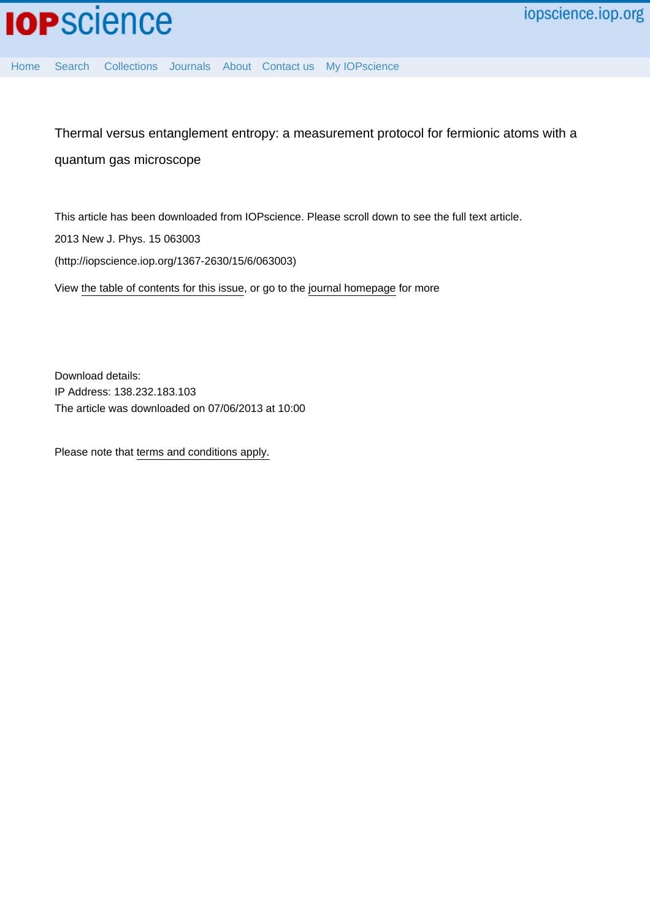Thermal versus entanglement entropy: a measurement protocol for fermionic atoms with a quantum gas microscope

This article has been downloaded from IOPscience. Please scroll down to see the full text article.

2013 New J. Phys. 15 063003

(http://iopscience.iop.org/1367-2630/15/6/063003)

View the table of contents for this issue, or go to the journal homepage for more

Download details:
IP Address: 138.232.183.103
The article was downloaded on 07/06/2013 at 10:00

Please note that terms and conditions apply.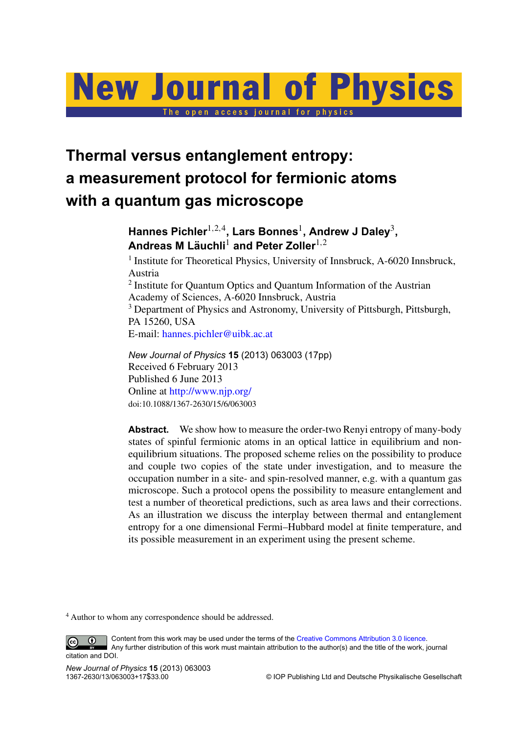# Thermal versus entanglement entropy: a measurement protocol for fermionic atoms with a quantum gas microscope

**Hannes Pichler**[1,2,4], **Lars Bonnes**[1], **Andrew J Daley**[3], **Andreas M Läuchli**[1] **and Peter Zoller**[1,2]

[1] Institute for Theoretical Physics, University of Innsbruck, A-6020 Innsbruck, Austria

[2] Institute for Quantum Optics and Quantum Information of the Austrian Academy of Sciences, A-6020 Innsbruck, Austria

[3] Department of Physics and Astronomy, University of Pittsburgh, Pittsburgh, PA 15260, USA

E-mail: hannes.pichler@uibk.ac.at

*New Journal of Physics* **15** (2013) 063003 (17pp)
Received 6 February 2013
Published 6 June 2013
Online at http://www.njp.org/
doi:10.1088/1367-2630/15/6/063003

**Abstract.** We show how to measure the order-two Renyi entropy of many-body states of spinful fermionic atoms in an optical lattice in equilibrium and non-equilibrium situations. The proposed scheme relies on the possibility to produce and couple two copies of the state under investigation, and to measure the occupation number in a site- and spin-resolved manner, e.g. with a quantum gas microscope. Such a protocol opens the possibility to measure entanglement and test a number of theoretical predictions, such as area laws and their corrections. As an illustration we discuss the interplay between thermal and entanglement entropy for a one dimensional Fermi–Hubbard model at finite temperature, and its possible measurement in an experiment using the present scheme.

[4] Author to whom any correspondence should be addressed.

Content from this work may be used under the terms of the Creative Commons Attribution 3.0 licence. Any further distribution of this work must maintain attribution to the author(s) and the title of the work, journal citation and DOI.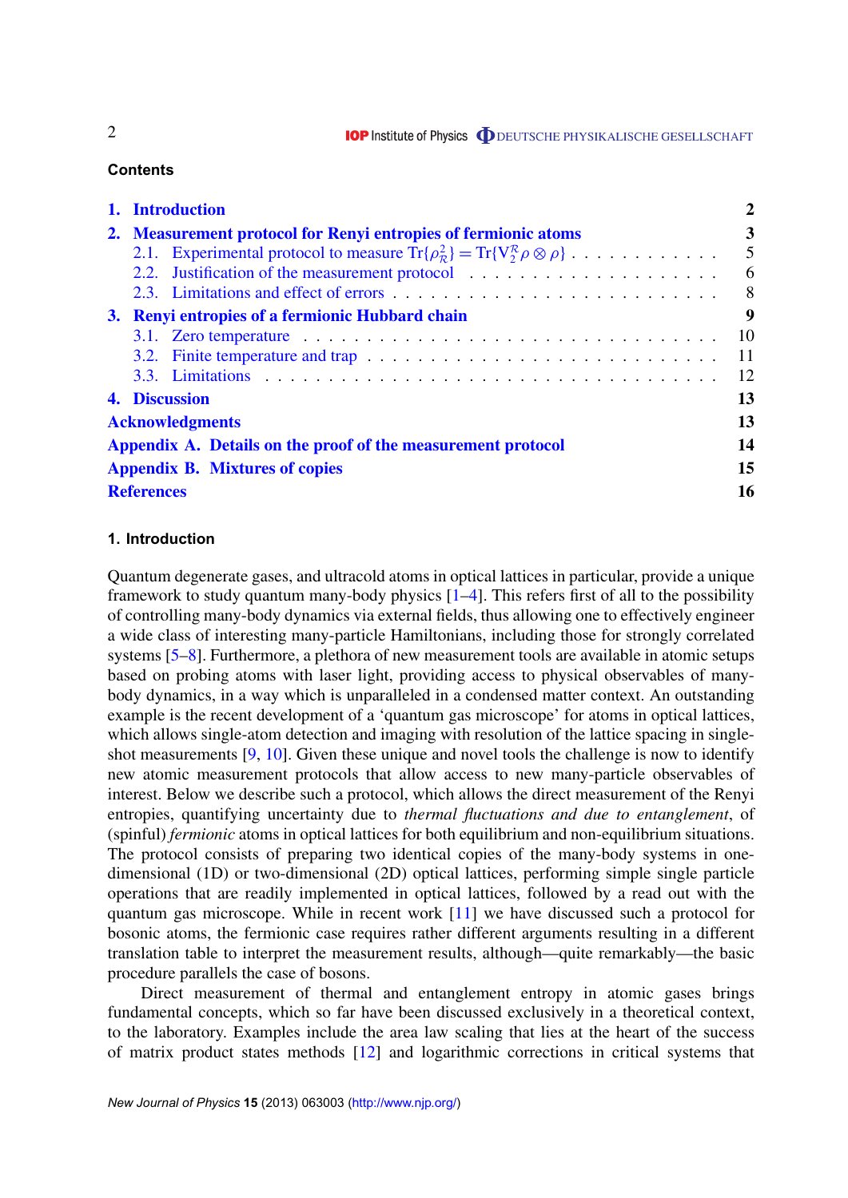## Contents

| | |
|---|---|
| **1. Introduction** | **2** |
| **2. Measurement protocol for Renyi entropies of fermionic atoms** | **3** |
| 2.1. Experimental protocol to measure $\mathrm{Tr}\{\rho_{\mathcal{R}}^2\} = \mathrm{Tr}\{\mathrm{V}_2^{\mathcal{R}} \rho \otimes \rho\}$ | 5 |
| 2.2. Justification of the measurement protocol | 6 |
| 2.3. Limitations and effect of errors | 8 |
| **3. Renyi entropies of a fermionic Hubbard chain** | **9** |
| 3.1. Zero temperature | 10 |
| 3.2. Finite temperature and trap | 11 |
| 3.3. Limitations | 12 |
| **4. Discussion** | **13** |
| **Acknowledgments** | **13** |
| **Appendix A. Details on the proof of the measurement protocol** | **14** |
| **Appendix B. Mixtures of copies** | **15** |
| **References** | **16** |

## 1. Introduction

Quantum degenerate gases, and ultracold atoms in optical lattices in particular, provide a unique framework to study quantum many-body physics [1–4]. This refers first of all to the possibility of controlling many-body dynamics via external fields, thus allowing one to effectively engineer a wide class of interesting many-particle Hamiltonians, including those for strongly correlated systems [5–8]. Furthermore, a plethora of new measurement tools are available in atomic setups based on probing atoms with laser light, providing access to physical observables of many-body dynamics, in a way which is unparalleled in a condensed matter context. An outstanding example is the recent development of a 'quantum gas microscope' for atoms in optical lattices, which allows single-atom detection and imaging with resolution of the lattice spacing in single-shot measurements [9, 10]. Given these unique and novel tools the challenge is now to identify new atomic measurement protocols that allow access to new many-particle observables of interest. Below we describe such a protocol, which allows the direct measurement of the Renyi entropies, quantifying uncertainty due to *thermal fluctuations and due to entanglement*, of (spinful) *fermionic* atoms in optical lattices for both equilibrium and non-equilibrium situations. The protocol consists of preparing two identical copies of the many-body systems in one-dimensional (1D) or two-dimensional (2D) optical lattices, performing simple single particle operations that are readily implemented in optical lattices, followed by a read out with the quantum gas microscope. While in recent work [11] we have discussed such a protocol for bosonic atoms, the fermionic case requires rather different arguments resulting in a different translation table to interpret the measurement results, although—quite remarkably—the basic procedure parallels the case of bosons.

Direct measurement of thermal and entanglement entropy in atomic gases brings fundamental concepts, which so far have been discussed exclusively in a theoretical context, to the laboratory. Examples include the area law scaling that lies at the heart of the success of matrix product states methods [12] and logarithmic corrections in critical systems that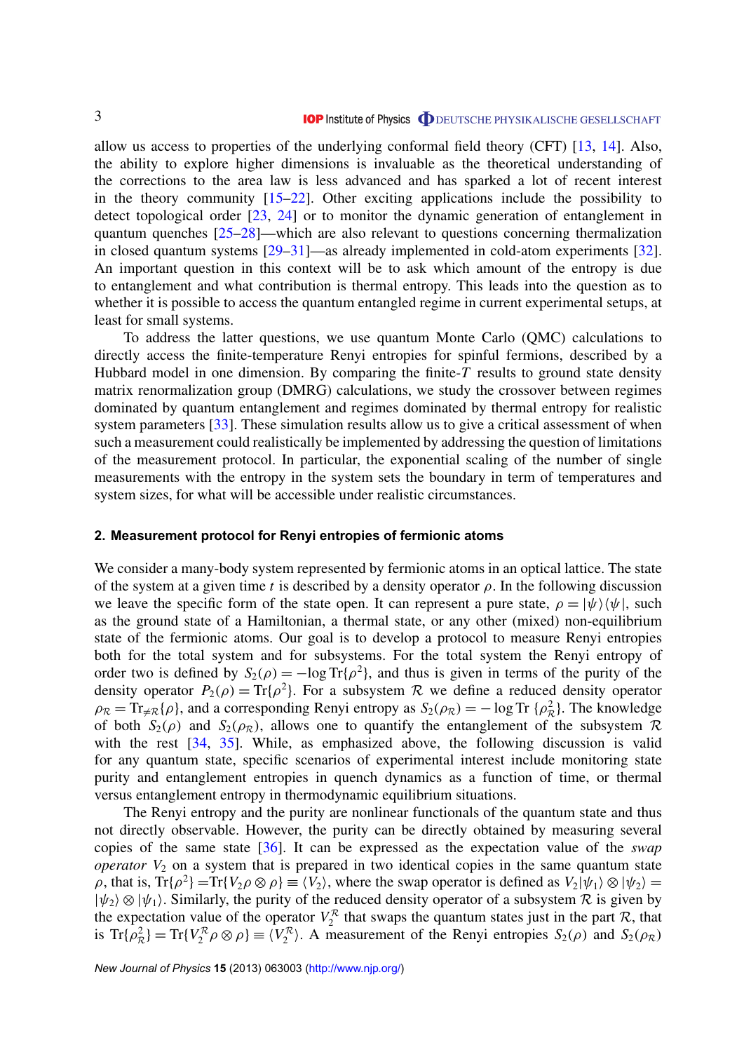allow us access to properties of the underlying conformal field theory (CFT) [13, 14]. Also, the ability to explore higher dimensions is invaluable as the theoretical understanding of the corrections to the area law is less advanced and has sparked a lot of recent interest in the theory community [15–22]. Other exciting applications include the possibility to detect topological order [23, 24] or to monitor the dynamic generation of entanglement in quantum quenches [25–28]—which are also relevant to questions concerning thermalization in closed quantum systems [29–31]—as already implemented in cold-atom experiments [32]. An important question in this context will be to ask which amount of the entropy is due to entanglement and what contribution is thermal entropy. This leads into the question as to whether it is possible to access the quantum entangled regime in current experimental setups, at least for small systems.

To address the latter questions, we use quantum Monte Carlo (QMC) calculations to directly access the finite-temperature Renyi entropies for spinful fermions, described by a Hubbard model in one dimension. By comparing the finite-$T$ results to ground state density matrix renormalization group (DMRG) calculations, we study the crossover between regimes dominated by quantum entanglement and regimes dominated by thermal entropy for realistic system parameters [33]. These simulation results allow us to give a critical assessment of when such a measurement could realistically be implemented by addressing the question of limitations of the measurement protocol. In particular, the exponential scaling of the number of single measurements with the entropy in the system sets the boundary in term of temperatures and system sizes, for what will be accessible under realistic circumstances.

## 2. Measurement protocol for Renyi entropies of fermionic atoms

We consider a many-body system represented by fermionic atoms in an optical lattice. The state of the system at a given time $t$ is described by a density operator $\rho$. In the following discussion we leave the specific form of the state open. It can represent a pure state, $\rho = |\psi\rangle\langle\psi|$, such as the ground state of a Hamiltonian, a thermal state, or any other (mixed) non-equilibrium state of the fermionic atoms. Our goal is to develop a protocol to measure Renyi entropies both for the total system and for subsystems. For the total system the Renyi entropy of order two is defined by $S_2(\rho) = -\log \mathrm{Tr}\{\rho^2\}$, and thus is given in terms of the purity of the density operator $P_2(\rho) = \mathrm{Tr}\{\rho^2\}$. For a subsystem $\mathcal{R}$ we define a reduced density operator $\rho_{\mathcal{R}} = \mathrm{Tr}_{\neq\mathcal{R}}\{\rho\}$, and a corresponding Renyi entropy as $S_2(\rho_{\mathcal{R}}) = -\log \mathrm{Tr}\,\{\rho_{\mathcal{R}}^2\}$. The knowledge of both $S_2(\rho)$ and $S_2(\rho_{\mathcal{R}})$, allows one to quantify the entanglement of the subsystem $\mathcal{R}$ with the rest [34, 35]. While, as emphasized above, the following discussion is valid for any quantum state, specific scenarios of experimental interest include monitoring state purity and entanglement entropies in quench dynamics as a function of time, or thermal versus entanglement entropy in thermodynamic equilibrium situations.

The Renyi entropy and the purity are nonlinear functionals of the quantum state and thus not directly observable. However, the purity can be directly obtained by measuring several copies of the same state [36]. It can be expressed as the expectation value of the *swap operator* $V_2$ on a system that is prepared in two identical copies in the same quantum state $\rho$, that is, $\mathrm{Tr}\{\rho^2\} = \mathrm{Tr}\{V_2\rho\otimes\rho\} \equiv \langle V_2\rangle$, where the swap operator is defined as $V_2|\psi_1\rangle\otimes|\psi_2\rangle = |\psi_2\rangle\otimes|\psi_1\rangle$. Similarly, the purity of the reduced density operator of a subsystem $\mathcal{R}$ is given by the expectation value of the operator $V_2^{\mathcal{R}}$ that swaps the quantum states just in the part $\mathcal{R}$, that is $\mathrm{Tr}\{\rho_{\mathcal{R}}^2\} = \mathrm{Tr}\{V_2^{\mathcal{R}}\rho\otimes\rho\} \equiv \langle V_2^{\mathcal{R}}\rangle$. A measurement of the Renyi entropies $S_2(\rho)$ and $S_2(\rho_{\mathcal{R}})$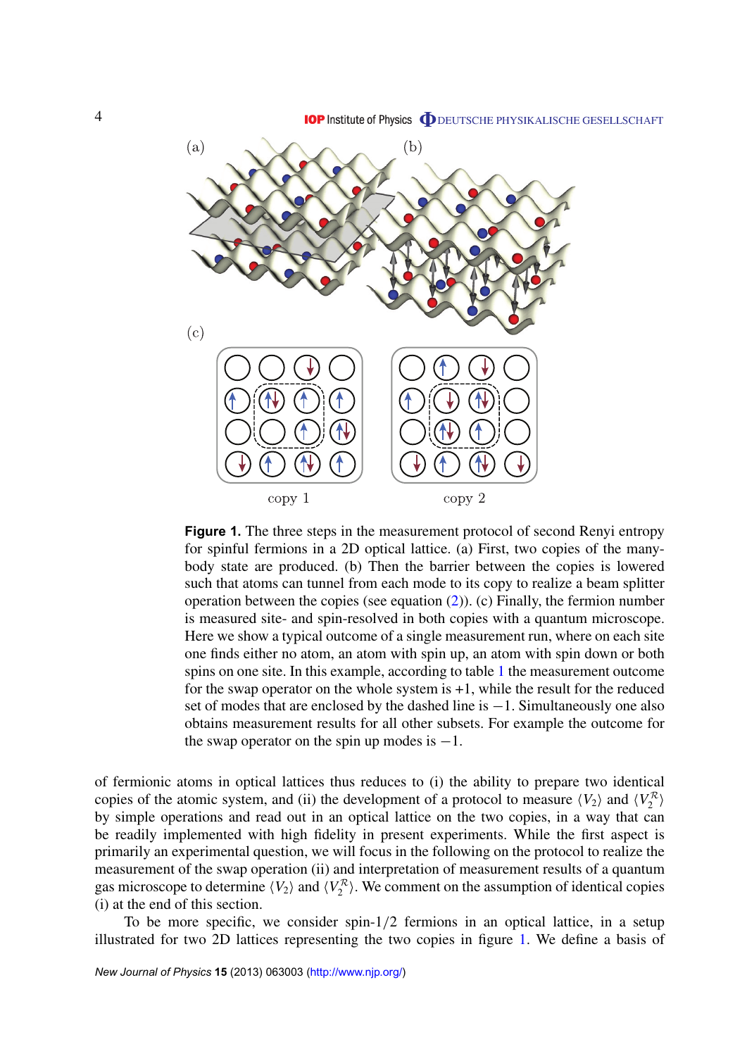**Figure 1.** The three steps in the measurement protocol of second Renyi entropy for spinful fermions in a 2D optical lattice. (a) First, two copies of the many-body state are produced. (b) Then the barrier between the copies is lowered such that atoms can tunnel from each mode to its copy to realize a beam splitter operation between the copies (see equation (2)). (c) Finally, the fermion number is measured site- and spin-resolved in both copies with a quantum microscope. Here we show a typical outcome of a single measurement run, where on each site one finds either no atom, an atom with spin up, an atom with spin down or both spins on one site. In this example, according to table 1 the measurement outcome for the swap operator on the whole system is +1, while the result for the reduced set of modes that are enclosed by the dashed line is −1. Simultaneously one also obtains measurement results for all other subsets. For example the outcome for the swap operator on the spin up modes is −1.

of fermionic atoms in optical lattices thus reduces to (i) the ability to prepare two identical copies of the atomic system, and (ii) the development of a protocol to measure $\langle V_2 \rangle$ and $\langle V_2^{\mathcal{R}} \rangle$ by simple operations and read out in an optical lattice on the two copies, in a way that can be readily implemented with high fidelity in present experiments. While the first aspect is primarily an experimental question, we will focus in the following on the protocol to realize the measurement of the swap operation (ii) and interpretation of measurement results of a quantum gas microscope to determine $\langle V_2 \rangle$ and $\langle V_2^{\mathcal{R}} \rangle$. We comment on the assumption of identical copies (i) at the end of this section.

To be more specific, we consider spin-1/2 fermions in an optical lattice, in a setup illustrated for two 2D lattices representing the two copies in figure 1. We define a basis of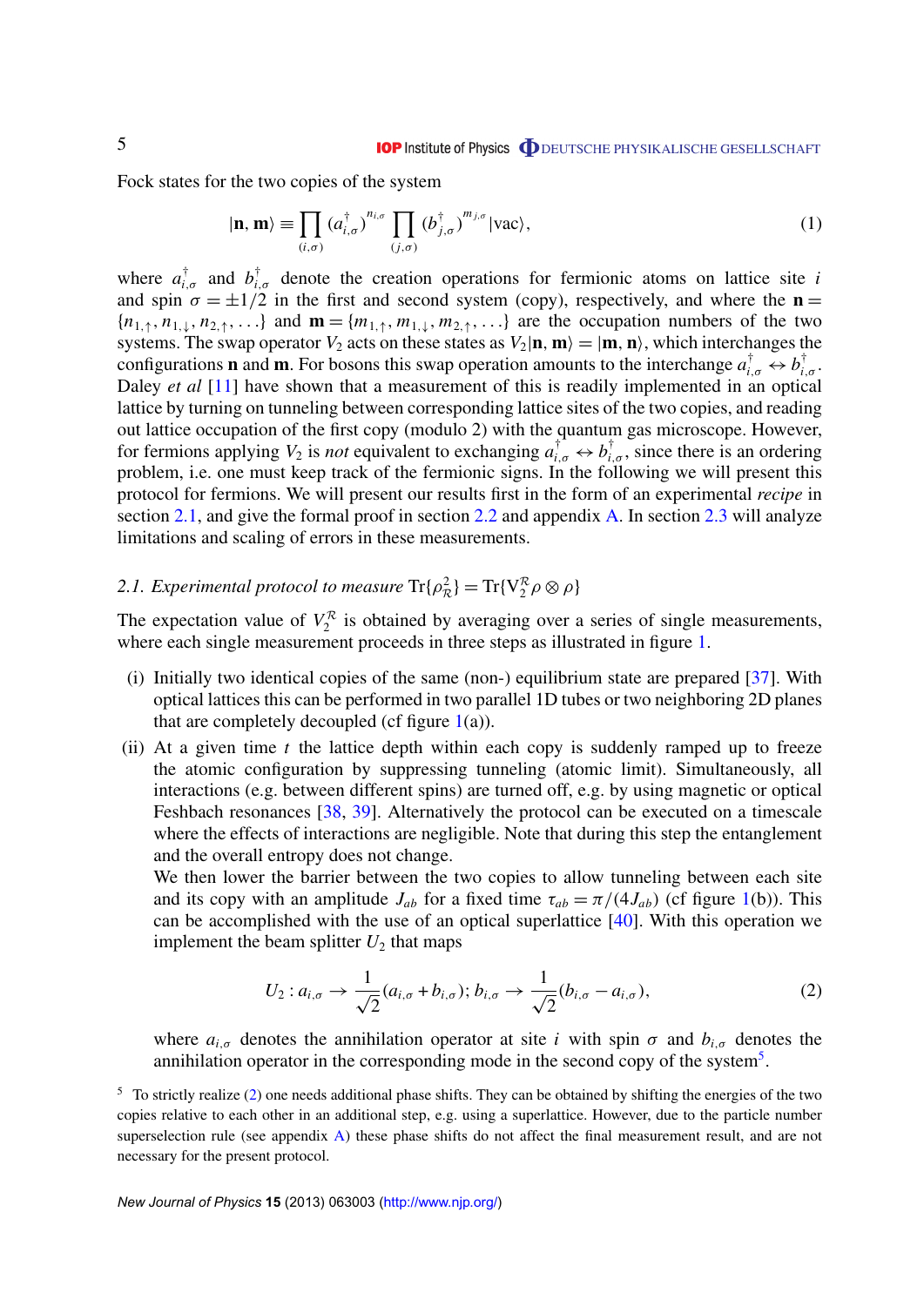Fock states for the two copies of the system

$$|\mathbf{n}, \mathbf{m}\rangle \equiv \prod_{(i,\sigma)} (a^\dagger_{i,\sigma})^{n_{i,\sigma}} \prod_{(j,\sigma)} (b^\dagger_{j,\sigma})^{m_{j,\sigma}} |\text{vac}\rangle, \tag{1}$$

where $a^\dagger_{i,\sigma}$ and $b^\dagger_{i,\sigma}$ denote the creation operations for fermionic atoms on lattice site $i$ and spin $\sigma = \pm 1/2$ in the first and second system (copy), respectively, and where the $\mathbf{n} = \{n_{1,\uparrow}, n_{1,\downarrow}, n_{2,\uparrow}, \ldots\}$ and $\mathbf{m} = \{m_{1,\uparrow}, m_{1,\downarrow}, m_{2,\uparrow}, \ldots\}$ are the occupation numbers of the two systems. The swap operator $V_2$ acts on these states as $V_2|\mathbf{n}, \mathbf{m}\rangle = |\mathbf{m}, \mathbf{n}\rangle$, which interchanges the configurations $\mathbf{n}$ and $\mathbf{m}$. For bosons this swap operation amounts to the interchange $a^\dagger_{i,\sigma} \leftrightarrow b^\dagger_{i,\sigma}$. Daley *et al* [11] have shown that a measurement of this is readily implemented in an optical lattice by turning on tunneling between corresponding lattice sites of the two copies, and reading out lattice occupation of the first copy (modulo 2) with the quantum gas microscope. However, for fermions applying $V_2$ is *not* equivalent to exchanging $a^\dagger_{i,\sigma} \leftrightarrow b^\dagger_{i,\sigma}$, since there is an ordering problem, i.e. one must keep track of the fermionic signs. In the following we will present this protocol for fermions. We will present our results first in the form of an experimental *recipe* in section 2.1, and give the formal proof in section 2.2 and appendix A. In section 2.3 will analyze limitations and scaling of errors in these measurements.

### 2.1. Experimental protocol to measure $\mathrm{Tr}\{\rho^2_{\mathcal{R}}\} = \mathrm{Tr}\{V^{\mathcal{R}}_2 \rho \otimes \rho\}$

The expectation value of $V^{\mathcal{R}}_2$ is obtained by averaging over a series of single measurements, where each single measurement proceeds in three steps as illustrated in figure 1.

(i) Initially two identical copies of the same (non-) equilibrium state are prepared [37]. With optical lattices this can be performed in two parallel 1D tubes or two neighboring 2D planes that are completely decoupled (cf figure 1(a)).

(ii) At a given time $t$ the lattice depth within each copy is suddenly ramped up to freeze the atomic configuration by suppressing tunneling (atomic limit). Simultaneously, all interactions (e.g. between different spins) are turned off, e.g. by using magnetic or optical Feshbach resonances [38, 39]. Alternatively the protocol can be executed on a timescale where the effects of interactions are negligible. Note that during this step the entanglement and the overall entropy does not change.

We then lower the barrier between the two copies to allow tunneling between each site and its copy with an amplitude $J_{ab}$ for a fixed time $\tau_{ab} = \pi/(4J_{ab})$ (cf figure 1(b)). This can be accomplished with the use of an optical superlattice [40]. With this operation we implement the beam splitter $U_2$ that maps

$$U_2 : a_{i,\sigma} \to \frac{1}{\sqrt{2}}(a_{i,\sigma} + b_{i,\sigma});\; b_{i,\sigma} \to \frac{1}{\sqrt{2}}(b_{i,\sigma} - a_{i,\sigma}), \tag{2}$$

where $a_{i,\sigma}$ denotes the annihilation operator at site $i$ with spin $\sigma$ and $b_{i,\sigma}$ denotes the annihilation operator in the corresponding mode in the second copy of the system[5].

[5] To strictly realize (2) one needs additional phase shifts. They can be obtained by shifting the energies of the two copies relative to each other in an additional step, e.g. using a superlattice. However, due to the particle number superselection rule (see appendix A) these phase shifts do not affect the final measurement result, and are not necessary for the present protocol.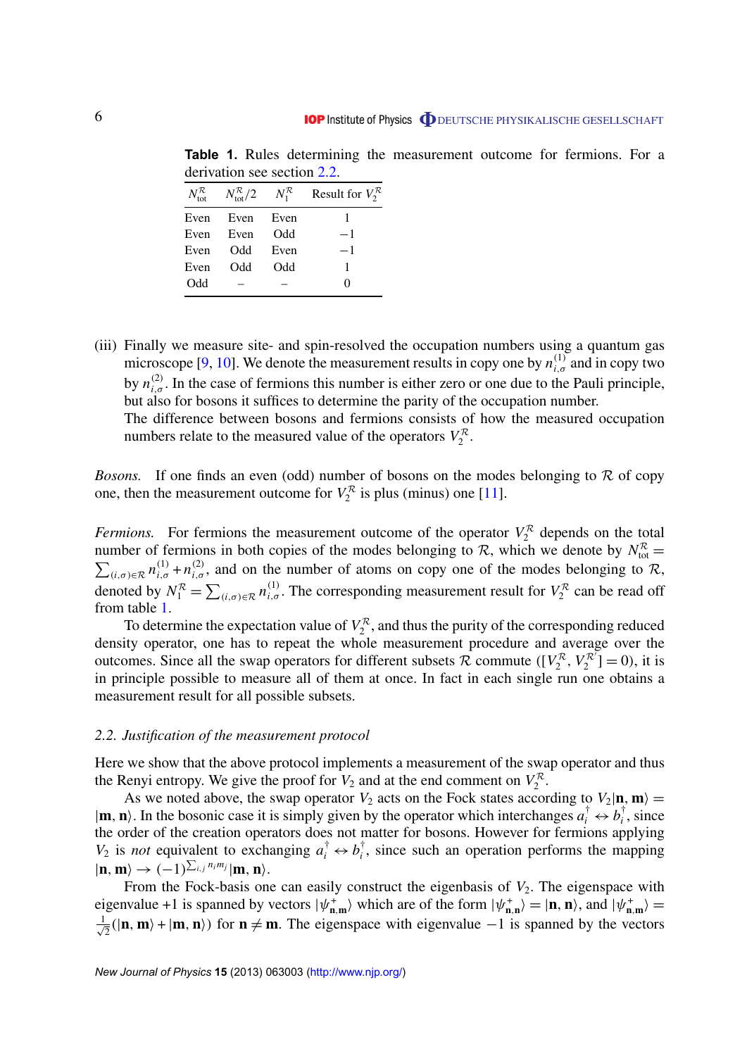**Table 1.** Rules determining the measurement outcome for fermions. For a derivation see section 2.2.

| $N_{\rm tot}^{\mathcal{R}}$ | $N_{\rm tot}^{\mathcal{R}}/2$ | $N_1^{\mathcal{R}}$ | Result for $V_2^{\mathcal{R}}$ |
|---|---|---|---|
| Even | Even | Even | 1 |
| Even | Even | Odd | $-1$ |
| Even | Odd | Even | $-1$ |
| Even | Odd | Odd | 1 |
| Odd | – | – | 0 |

(iii) Finally we measure site- and spin-resolved the occupation numbers using a quantum gas microscope [9, 10]. We denote the measurement results in copy one by $n_{i,\sigma}^{(1)}$ and in copy two by $n_{i,\sigma}^{(2)}$. In the case of fermions this number is either zero or one due to the Pauli principle, but also for bosons it suffices to determine the parity of the occupation number.
The difference between bosons and fermions consists of how the measured occupation numbers relate to the measured value of the operators $V_2^{\mathcal{R}}$.

*Bosons.* If one finds an even (odd) number of bosons on the modes belonging to $\mathcal{R}$ of copy one, then the measurement outcome for $V_2^{\mathcal{R}}$ is plus (minus) one [11].

*Fermions.* For fermions the measurement outcome of the operator $V_2^{\mathcal{R}}$ depends on the total number of fermions in both copies of the modes belonging to $\mathcal{R}$, which we denote by $N_{\rm tot}^{\mathcal{R}} = \sum_{(i,\sigma)\in\mathcal{R}} n_{i,\sigma}^{(1)} + n_{i,\sigma}^{(2)}$, and on the number of atoms on copy one of the modes belonging to $\mathcal{R}$, denoted by $N_1^{\mathcal{R}} = \sum_{(i,\sigma)\in\mathcal{R}} n_{i,\sigma}^{(1)}$. The corresponding measurement result for $V_2^{\mathcal{R}}$ can be read off from table 1.

To determine the expectation value of $V_2^{\mathcal{R}}$, and thus the purity of the corresponding reduced density operator, one has to repeat the whole measurement procedure and average over the outcomes. Since all the swap operators for different subsets $\mathcal{R}$ commute ($[V_2^{\mathcal{R}}, V_2^{\mathcal{R}'}] = 0$), it is in principle possible to measure all of them at once. In fact in each single run one obtains a measurement result for all possible subsets.

### 2.2. Justification of the measurement protocol

Here we show that the above protocol implements a measurement of the swap operator and thus the Renyi entropy. We give the proof for $V_2$ and at the end comment on $V_2^{\mathcal{R}}$.

As we noted above, the swap operator $V_2$ acts on the Fock states according to $V_2|\mathbf{n},\mathbf{m}\rangle = |\mathbf{m},\mathbf{n}\rangle$. In the bosonic case it is simply given by the operator which interchanges $a_i^\dagger \leftrightarrow b_i^\dagger$, since the order of the creation operators does not matter for bosons. However for fermions applying $V_2$ is *not* equivalent to exchanging $a_i^\dagger \leftrightarrow b_i^\dagger$, since such an operation performs the mapping $|\mathbf{n},\mathbf{m}\rangle \to (-1)^{\sum_{i,j} n_i m_j}|\mathbf{m},\mathbf{n}\rangle$.

From the Fock-basis one can easily construct the eigenbasis of $V_2$. The eigenspace with eigenvalue $+1$ is spanned by vectors $|\psi_{\mathbf{n},\mathbf{m}}^+\rangle$ which are of the form $|\psi_{\mathbf{n},\mathbf{n}}^+\rangle = |\mathbf{n},\mathbf{n}\rangle$, and $|\psi_{\mathbf{n},\mathbf{m}}^+\rangle = \frac{1}{\sqrt{2}}(|\mathbf{n},\mathbf{m}\rangle + |\mathbf{m},\mathbf{n}\rangle)$ for $\mathbf{n} \neq \mathbf{m}$. The eigenspace with eigenvalue $-1$ is spanned by the vectors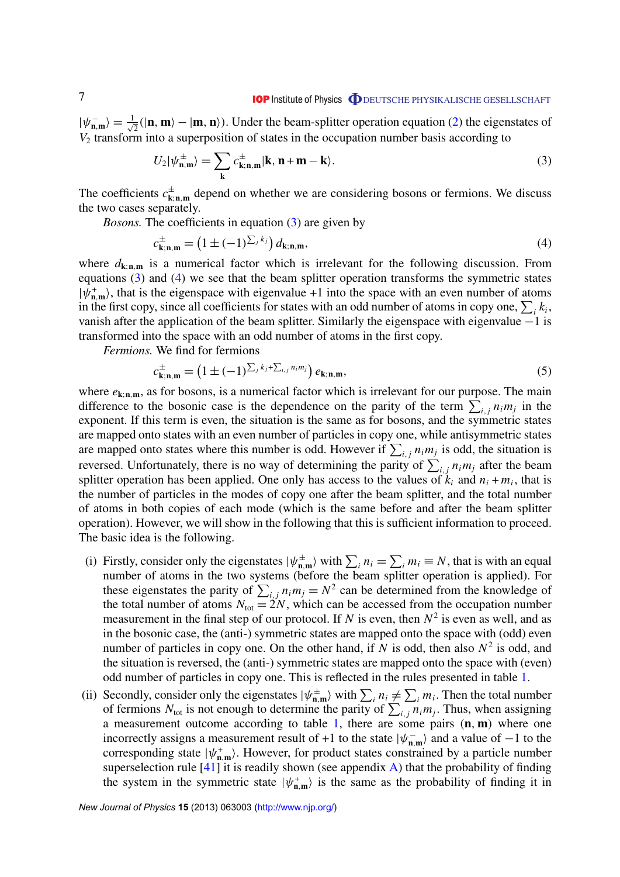$|\psi^-_{\mathbf{n},\mathbf{m}}\rangle = \frac{1}{\sqrt{2}}(|\mathbf{n},\mathbf{m}\rangle - |\mathbf{m},\mathbf{n}\rangle)$. Under the beam-splitter operation equation (2) the eigenstates of $V_2$ transform into a superposition of states in the occupation number basis according to

$$U_2|\psi^{\pm}_{\mathbf{n},\mathbf{m}}\rangle = \sum_{\mathbf{k}} c^{\pm}_{\mathbf{k};\mathbf{n},\mathbf{m}}|\mathbf{k}, \mathbf{n}+\mathbf{m}-\mathbf{k}\rangle. \tag{3}$$

The coefficients $c^{\pm}_{\mathbf{k};\mathbf{n},\mathbf{m}}$ depend on whether we are considering bosons or fermions. We discuss the two cases separately.

*Bosons.* The coefficients in equation (3) are given by

$$c^{\pm}_{\mathbf{k};\mathbf{n},\mathbf{m}} = \left(1 \pm (-1)^{\sum_j k_j}\right) d_{\mathbf{k};\mathbf{n},\mathbf{m}}, \tag{4}$$

where $d_{\mathbf{k};\mathbf{n},\mathbf{m}}$ is a numerical factor which is irrelevant for the following discussion. From equations (3) and (4) we see that the beam splitter operation transforms the symmetric states $|\psi^+_{\mathbf{n},\mathbf{m}}\rangle$, that is the eigenspace with eigenvalue +1 into the space with an even number of atoms in the first copy, since all coefficients for states with an odd number of atoms in copy one, $\sum_i k_i$, vanish after the application of the beam splitter. Similarly the eigenspace with eigenvalue −1 is transformed into the space with an odd number of atoms in the first copy.

*Fermions.* We find for fermions

$$c^{\pm}_{\mathbf{k};\mathbf{n},\mathbf{m}} = \left(1 \pm (-1)^{\sum_j k_j + \sum_{i,j} n_i m_j}\right) e_{\mathbf{k};\mathbf{n},\mathbf{m}}, \tag{5}$$

where $e_{\mathbf{k};\mathbf{n},\mathbf{m}}$, as for bosons, is a numerical factor which is irrelevant for our purpose. The main difference to the bosonic case is the dependence on the parity of the term $\sum_{i,j} n_i m_j$ in the exponent. If this term is even, the situation is the same as for bosons, and the symmetric states are mapped onto states with an even number of particles in copy one, while antisymmetric states are mapped onto states where this number is odd. However if $\sum_{i,j} n_i m_j$ is odd, the situation is reversed. Unfortunately, there is no way of determining the parity of $\sum_{i,j} n_i m_j$ after the beam splitter operation has been applied. One only has access to the values of $k_i$ and $n_i + m_i$, that is the number of particles in the modes of copy one after the beam splitter, and the total number of atoms in both copies of each mode (which is the same before and after the beam splitter operation). However, we will show in the following that this is sufficient information to proceed. The basic idea is the following.

(i) Firstly, consider only the eigenstates $|\psi^{\pm}_{\mathbf{n},\mathbf{m}}\rangle$ with $\sum_i n_i = \sum_i m_i \equiv N$, that is with an equal number of atoms in the two systems (before the beam splitter operation is applied). For these eigenstates the parity of $\sum_{i,j} n_i m_j = N^2$ can be determined from the knowledge of the total number of atoms $N_{\text{tot}} = 2N$, which can be accessed from the occupation number measurement in the final step of our protocol. If $N$ is even, then $N^2$ is even as well, and as in the bosonic case, the (anti-) symmetric states are mapped onto the space with (odd) even number of particles in copy one. On the other hand, if $N$ is odd, then also $N^2$ is odd, and the situation is reversed, the (anti-) symmetric states are mapped onto the space with (even) odd number of particles in copy one. This is reflected in the rules presented in table 1.

(ii) Secondly, consider only the eigenstates $|\psi^{\pm}_{\mathbf{n},\mathbf{m}}\rangle$ with $\sum_i n_i \neq \sum_i m_i$. Then the total number of fermions $N_{\text{tot}}$ is not enough to determine the parity of $\sum_{i,j} n_i m_j$. Thus, when assigning a measurement outcome according to table 1, there are some pairs $(\mathbf{n}, \mathbf{m})$ where one incorrectly assigns a measurement result of +1 to the state $|\psi^-_{\mathbf{n},\mathbf{m}}\rangle$ and a value of −1 to the corresponding state $|\psi^+_{\mathbf{n},\mathbf{m}}\rangle$. However, for product states constrained by a particle number superselection rule [41] it is readily shown (see appendix A) that the probability of finding the system in the symmetric state $|\psi^+_{\mathbf{n},\mathbf{m}}\rangle$ is the same as the probability of finding it in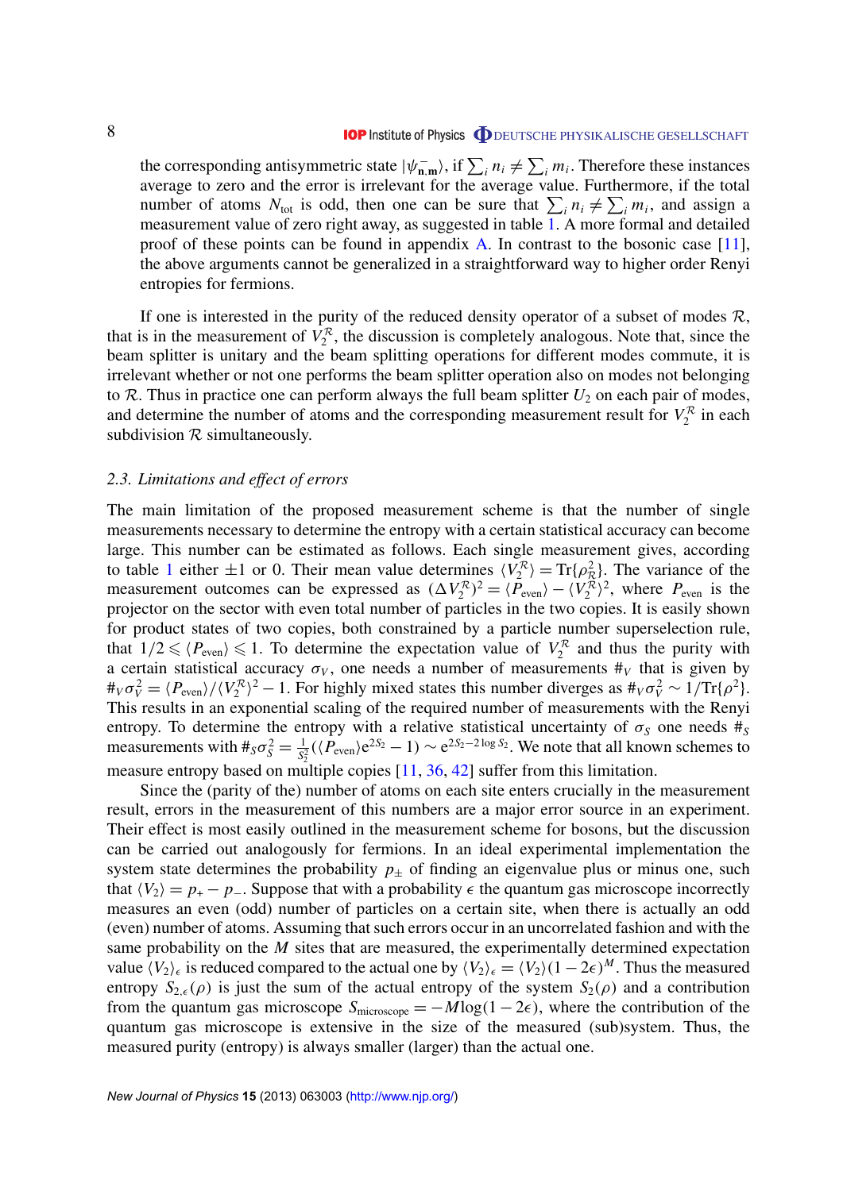the corresponding antisymmetric state $|\psi^{-}_{\mathbf{n},\mathbf{m}}\rangle$, if $\sum_i n_i \neq \sum_i m_i$. Therefore these instances average to zero and the error is irrelevant for the average value. Furthermore, if the total number of atoms $N_{\rm tot}$ is odd, then one can be sure that $\sum_i n_i \neq \sum_i m_i$, and assign a measurement value of zero right away, as suggested in table 1. A more formal and detailed proof of these points can be found in appendix A. In contrast to the bosonic case [11], the above arguments cannot be generalized in a straightforward way to higher order Renyi entropies for fermions.

If one is interested in the purity of the reduced density operator of a subset of modes $\mathcal{R}$, that is in the measurement of $V_2^{\mathcal{R}}$, the discussion is completely analogous. Note that, since the beam splitter is unitary and the beam splitting operations for different modes commute, it is irrelevant whether or not one performs the beam splitter operation also on modes not belonging to $\mathcal{R}$. Thus in practice one can perform always the full beam splitter $U_2$ on each pair of modes, and determine the number of atoms and the corresponding measurement result for $V_2^{\mathcal{R}}$ in each subdivision $\mathcal{R}$ simultaneously.

### *2.3. Limitations and effect of errors*

The main limitation of the proposed measurement scheme is that the number of single measurements necessary to determine the entropy with a certain statistical accuracy can become large. This number can be estimated as follows. Each single measurement gives, according to table 1 either $\pm 1$ or 0. Their mean value determines $\langle V_2^{\mathcal{R}}\rangle = \mathrm{Tr}\{\rho_{\mathcal{R}}^2\}$. The variance of the measurement outcomes can be expressed as $(\Delta V_2^{\mathcal{R}})^2 = \langle P_{\rm even}\rangle - \langle V_2^{\mathcal{R}}\rangle^2$, where $P_{\rm even}$ is the projector on the sector with even total number of particles in the two copies. It is easily shown for product states of two copies, both constrained by a particle number superselection rule, that $1/2 \leqslant \langle P_{\rm even}\rangle \leqslant 1$. To determine the expectation value of $V_2^{\mathcal{R}}$ and thus the purity with a certain statistical accuracy $\sigma_V$, one needs a number of measurements $\#_V$ that is given by $\#_V \sigma_V^2 = \langle P_{\rm even}\rangle / \langle V_2^{\mathcal{R}}\rangle^2 - 1$. For highly mixed states this number diverges as $\#_V \sigma_V^2 \sim 1/\mathrm{Tr}\{\rho^2\}$. This results in an exponential scaling of the required number of measurements with the Renyi entropy. To determine the entropy with a relative statistical uncertainty of $\sigma_S$ one needs $\#_S$ measurements with $\#_S \sigma_S^2 = \frac{1}{S_2^2}(\langle P_{\rm even}\rangle \mathrm{e}^{2S_2} - 1) \sim \mathrm{e}^{2S_2 - 2\log S_2}$. We note that all known schemes to measure entropy based on multiple copies [11, 36, 42] suffer from this limitation.

Since the (parity of the) number of atoms on each site enters crucially in the measurement result, errors in the measurement of this numbers are a major error source in an experiment. Their effect is most easily outlined in the measurement scheme for bosons, but the discussion can be carried out analogously for fermions. In an ideal experimental implementation the system state determines the probability $p_\pm$ of finding an eigenvalue plus or minus one, such that $\langle V_2\rangle = p_+ - p_-$. Suppose that with a probability $\epsilon$ the quantum gas microscope incorrectly measures an even (odd) number of particles on a certain site, when there is actually an odd (even) number of atoms. Assuming that such errors occur in an uncorrelated fashion and with the same probability on the $M$ sites that are measured, the experimentally determined expectation value $\langle V_2\rangle_\epsilon$ is reduced compared to the actual one by $\langle V_2\rangle_\epsilon = \langle V_2\rangle (1-2\epsilon)^M$. Thus the measured entropy $S_{2,\epsilon}(\rho)$ is just the sum of the actual entropy of the system $S_2(\rho)$ and a contribution from the quantum gas microscope $S_{\rm microscope} = -M \log(1-2\epsilon)$, where the contribution of the quantum gas microscope is extensive in the size of the measured (sub)system. Thus, the measured purity (entropy) is always smaller (larger) than the actual one.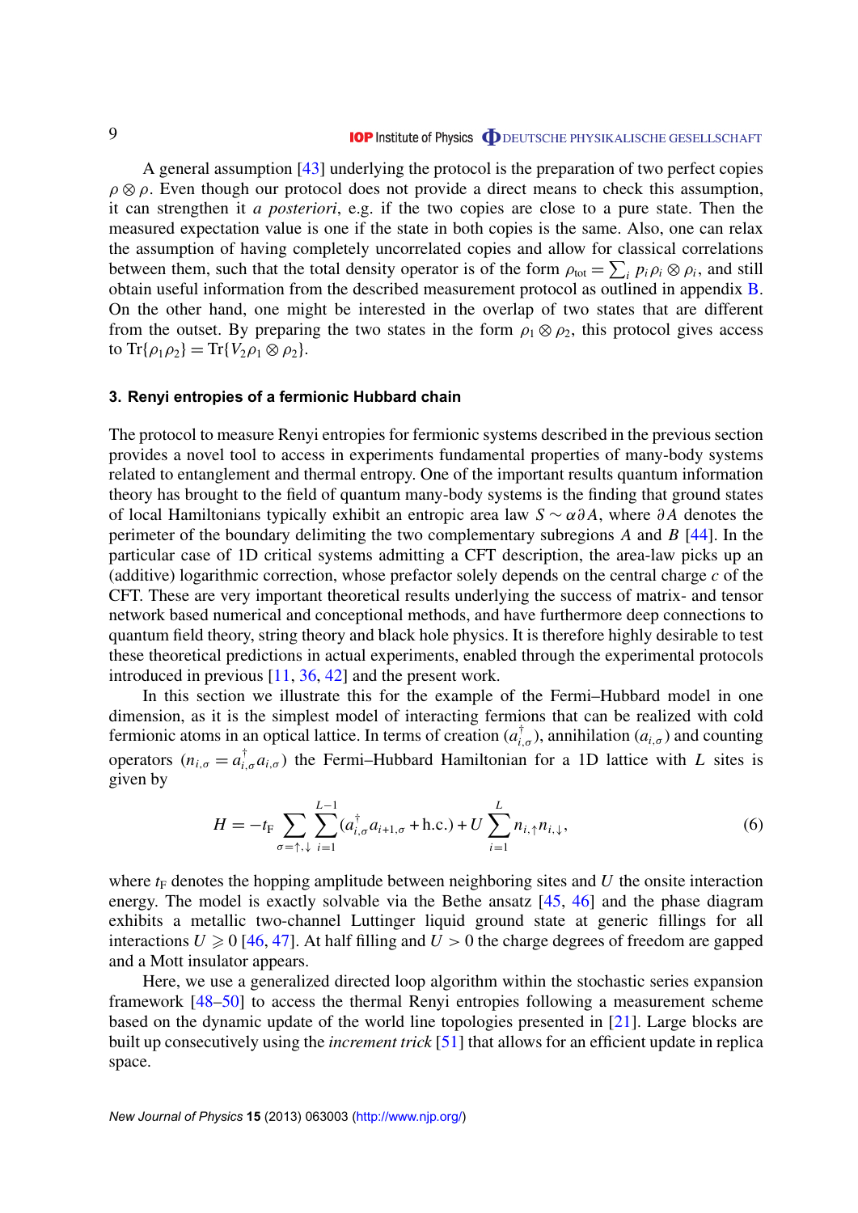A general assumption [43] underlying the protocol is the preparation of two perfect copies $\rho \otimes \rho$. Even though our protocol does not provide a direct means to check this assumption, it can strengthen it *a posteriori*, e.g. if the two copies are close to a pure state. Then the measured expectation value is one if the state in both copies is the same. Also, one can relax the assumption of having completely uncorrelated copies and allow for classical correlations between them, such that the total density operator is of the form $\rho_{\text{tot}} = \sum_i p_i \rho_i \otimes \rho_i$, and still obtain useful information from the described measurement protocol as outlined in appendix B. On the other hand, one might be interested in the overlap of two states that are different from the outset. By preparing the two states in the form $\rho_1 \otimes \rho_2$, this protocol gives access to $\text{Tr}\{\rho_1 \rho_2\} = \text{Tr}\{V_2 \rho_1 \otimes \rho_2\}$.

## 3. Renyi entropies of a fermionic Hubbard chain

The protocol to measure Renyi entropies for fermionic systems described in the previous section provides a novel tool to access in experiments fundamental properties of many-body systems related to entanglement and thermal entropy. One of the important results quantum information theory has brought to the field of quantum many-body systems is the finding that ground states of local Hamiltonians typically exhibit an entropic area law $S \sim \alpha \partial A$, where $\partial A$ denotes the perimeter of the boundary delimiting the two complementary subregions $A$ and $B$ [44]. In the particular case of 1D critical systems admitting a CFT description, the area-law picks up an (additive) logarithmic correction, whose prefactor solely depends on the central charge $c$ of the CFT. These are very important theoretical results underlying the success of matrix- and tensor network based numerical and conceptional methods, and have furthermore deep connections to quantum field theory, string theory and black hole physics. It is therefore highly desirable to test these theoretical predictions in actual experiments, enabled through the experimental protocols introduced in previous [11, 36, 42] and the present work.

In this section we illustrate this for the example of the Fermi–Hubbard model in one dimension, as it is the simplest model of interacting fermions that can be realized with cold fermionic atoms in an optical lattice. In terms of creation ($a^{\dagger}_{i,\sigma}$), annihilation ($a_{i,\sigma}$) and counting operators ($n_{i,\sigma} = a^{\dagger}_{i,\sigma} a_{i,\sigma}$) the Fermi–Hubbard Hamiltonian for a 1D lattice with $L$ sites is given by

$$H = -t_{\text{F}} \sum_{\sigma=\uparrow,\downarrow} \sum_{i=1}^{L-1} (a^{\dagger}_{i,\sigma} a_{i+1,\sigma} + \text{h.c.}) + U \sum_{i=1}^{L} n_{i,\uparrow} n_{i,\downarrow}, \tag{6}$$

where $t_{\text{F}}$ denotes the hopping amplitude between neighboring sites and $U$ the onsite interaction energy. The model is exactly solvable via the Bethe ansatz [45, 46] and the phase diagram exhibits a metallic two-channel Luttinger liquid ground state at generic fillings for all interactions $U \geqslant 0$ [46, 47]. At half filling and $U > 0$ the charge degrees of freedom are gapped and a Mott insulator appears.

Here, we use a generalized directed loop algorithm within the stochastic series expansion framework [48–50] to access the thermal Renyi entropies following a measurement scheme based on the dynamic update of the world line topologies presented in [21]. Large blocks are built up consecutively using the *increment trick* [51] that allows for an efficient update in replica space.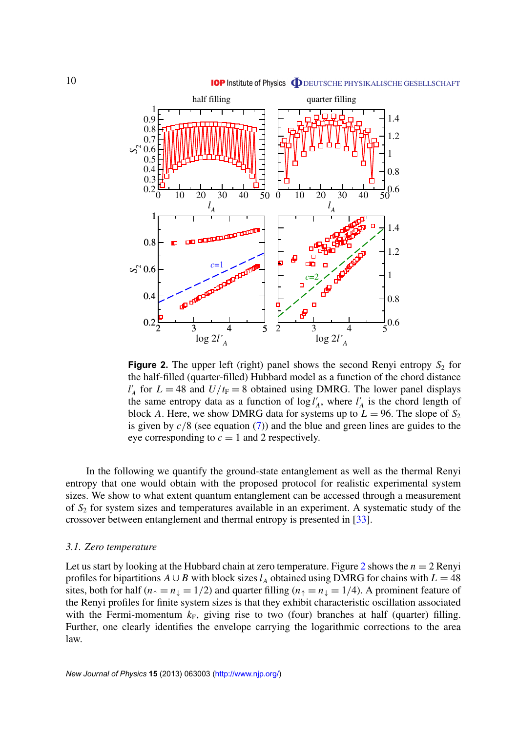**Figure 2.** The upper left (right) panel shows the second Renyi entropy $S_2$ for the half-filled (quarter-filled) Hubbard model as a function of the chord distance $l'_A$ for $L = 48$ and $U/t_F = 8$ obtained using DMRG. The lower panel displays the same entropy data as a function of $\log l'_A$, where $l'_A$ is the chord length of block $A$. Here, we show DMRG data for systems up to $L = 96$. The slope of $S_2$ is given by $c/8$ (see equation (7)) and the blue and green lines are guides to the eye corresponding to $c = 1$ and 2 respectively.

In the following we quantify the ground-state entanglement as well as the thermal Renyi entropy that one would obtain with the proposed protocol for realistic experimental system sizes. We show to what extent quantum entanglement can be accessed through a measurement of $S_2$ for system sizes and temperatures available in an experiment. A systematic study of the crossover between entanglement and thermal entropy is presented in [33].

### *3.1. Zero temperature*

Let us start by looking at the Hubbard chain at zero temperature. Figure 2 shows the $n = 2$ Renyi profiles for bipartitions $A \cup B$ with block sizes $l_A$ obtained using DMRG for chains with $L = 48$ sites, both for half ($n_\uparrow = n_\downarrow = 1/2$) and quarter filling ($n_\uparrow = n_\downarrow = 1/4$). A prominent feature of the Renyi profiles for finite system sizes is that they exhibit characteristic oscillation associated with the Fermi-momentum $k_F$, giving rise to two (four) branches at half (quarter) filling. Further, one clearly identifies the envelope carrying the logarithmic corrections to the area law.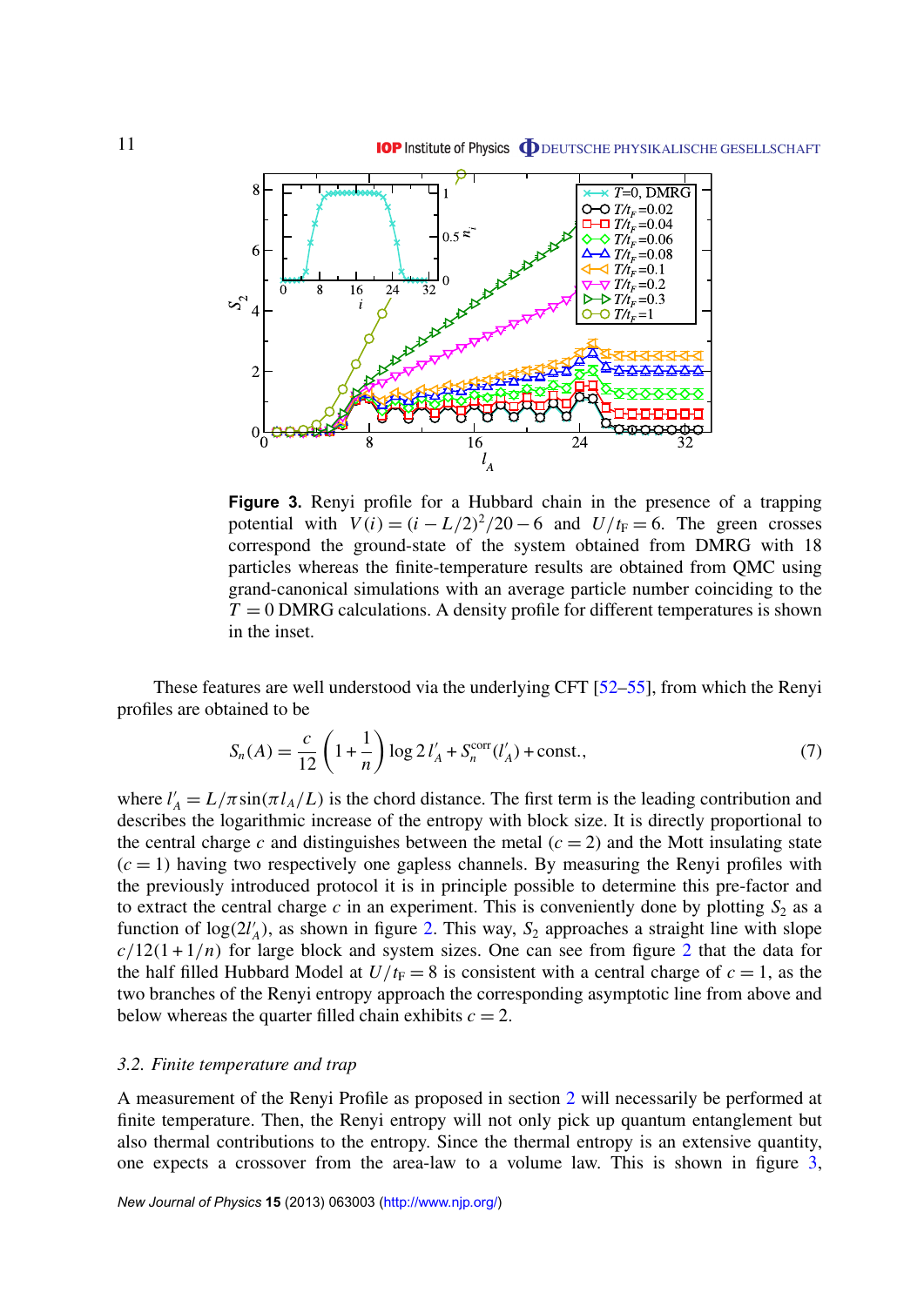**Figure 3.** Renyi profile for a Hubbard chain in the presence of a trapping potential with $V(i) = (i - L/2)^2/20 - 6$ and $U/t_{\mathrm{F}} = 6$. The green crosses correspond the ground-state of the system obtained from DMRG with 18 particles whereas the finite-temperature results are obtained from QMC using grand-canonical simulations with an average particle number coinciding to the $T = 0$ DMRG calculations. A density profile for different temperatures is shown in the inset.

These features are well understood via the underlying CFT [52–55], from which the Renyi profiles are obtained to be

$$S_n(A) = \frac{c}{12}\left(1 + \frac{1}{n}\right) \log 2\, l'_A + S_n^{\mathrm{corr}}(l'_A) + \mathrm{const.}, \tag{7}$$

where $l'_A = L/\pi \sin(\pi l_A/L)$ is the chord distance. The first term is the leading contribution and describes the logarithmic increase of the entropy with block size. It is directly proportional to the central charge $c$ and distinguishes between the metal ($c = 2$) and the Mott insulating state ($c = 1$) having two respectively one gapless channels. By measuring the Renyi profiles with the previously introduced protocol it is in principle possible to determine this pre-factor and to extract the central charge $c$ in an experiment. This is conveniently done by plotting $S_2$ as a function of $\log(2l'_A)$, as shown in figure 2. This way, $S_2$ approaches a straight line with slope $c/12(1 + 1/n)$ for large block and system sizes. One can see from figure 2 that the data for the half filled Hubbard Model at $U/t_{\mathrm{F}} = 8$ is consistent with a central charge of $c = 1$, as the two branches of the Renyi entropy approach the corresponding asymptotic line from above and below whereas the quarter filled chain exhibits $c = 2$.

### *3.2. Finite temperature and trap*

A measurement of the Renyi Profile as proposed in section 2 will necessarily be performed at finite temperature. Then, the Renyi entropy will not only pick up quantum entanglement but also thermal contributions to the entropy. Since the thermal entropy is an extensive quantity, one expects a crossover from the area-law to a volume law. This is shown in figure 3,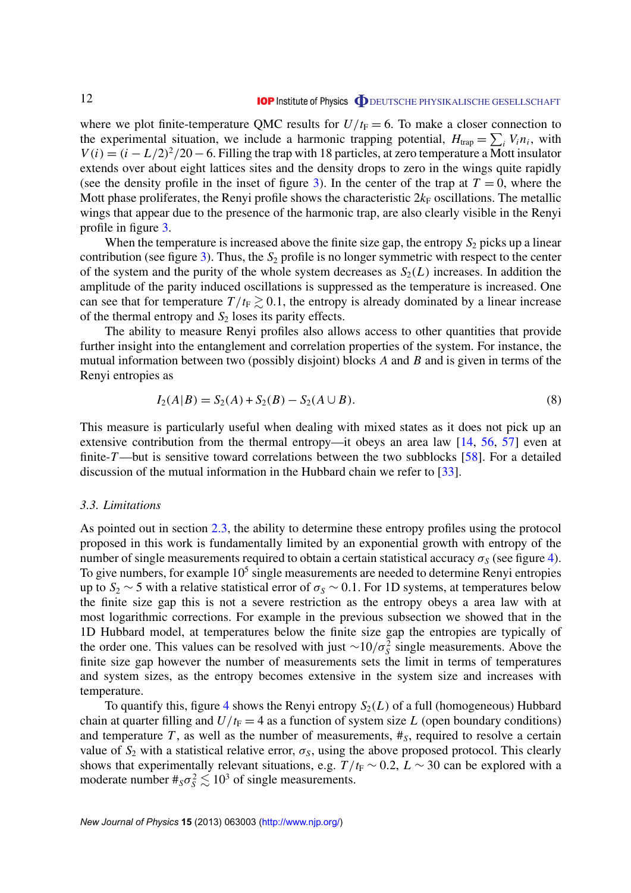where we plot finite-temperature QMC results for $U/t_\mathrm{F} = 6$. To make a closer connection to the experimental situation, we include a harmonic trapping potential, $H_\mathrm{trap} = \sum_i V_i n_i$, with $V(i) = (i - L/2)^2/20 - 6$. Filling the trap with 18 particles, at zero temperature a Mott insulator extends over about eight lattices sites and the density drops to zero in the wings quite rapidly (see the density profile in the inset of figure 3). In the center of the trap at $T = 0$, where the Mott phase proliferates, the Renyi profile shows the characteristic $2k_\mathrm{F}$ oscillations. The metallic wings that appear due to the presence of the harmonic trap, are also clearly visible in the Renyi profile in figure 3.

When the temperature is increased above the finite size gap, the entropy $S_2$ picks up a linear contribution (see figure 3). Thus, the $S_2$ profile is no longer symmetric with respect to the center of the system and the purity of the whole system decreases as $S_2(L)$ increases. In addition the amplitude of the parity induced oscillations is suppressed as the temperature is increased. One can see that for temperature $T/t_\mathrm{F} \gtrsim 0.1$, the entropy is already dominated by a linear increase of the thermal entropy and $S_2$ loses its parity effects.

The ability to measure Renyi profiles also allows access to other quantities that provide further insight into the entanglement and correlation properties of the system. For instance, the mutual information between two (possibly disjoint) blocks $A$ and $B$ and is given in terms of the Renyi entropies as

$$I_2(A|B) = S_2(A) + S_2(B) - S_2(A \cup B). \tag{8}$$

This measure is particularly useful when dealing with mixed states as it does not pick up an extensive contribution from the thermal entropy—it obeys an area law [14, 56, 57] even at finite-$T$—but is sensitive toward correlations between the two subblocks [58]. For a detailed discussion of the mutual information in the Hubbard chain we refer to [33].

### 3.3. Limitations

As pointed out in section 2.3, the ability to determine these entropy profiles using the protocol proposed in this work is fundamentally limited by an exponential growth with entropy of the number of single measurements required to obtain a certain statistical accuracy $\sigma_S$ (see figure 4). To give numbers, for example $10^5$ single measurements are needed to determine Renyi entropies up to $S_2 \sim 5$ with a relative statistical error of $\sigma_S \sim 0.1$. For 1D systems, at temperatures below the finite size gap this is not a severe restriction as the entropy obeys a area law with at most logarithmic corrections. For example in the previous subsection we showed that in the 1D Hubbard model, at temperatures below the finite size gap the entropies are typically of the order one. This values can be resolved with just $\sim 10/\sigma_S^2$ single measurements. Above the finite size gap however the number of measurements sets the limit in terms of temperatures and system sizes, as the entropy becomes extensive in the system size and increases with temperature.

To quantify this, figure 4 shows the Renyi entropy $S_2(L)$ of a full (homogeneous) Hubbard chain at quarter filling and $U/t_\mathrm{F} = 4$ as a function of system size $L$ (open boundary conditions) and temperature $T$, as well as the number of measurements, $\#_S$, required to resolve a certain value of $S_2$ with a statistical relative error, $\sigma_S$, using the above proposed protocol. This clearly shows that experimentally relevant situations, e.g. $T/t_\mathrm{F} \sim 0.2$, $L \sim 30$ can be explored with a moderate number $\#_S \sigma_S^2 \lesssim 10^3$ of single measurements.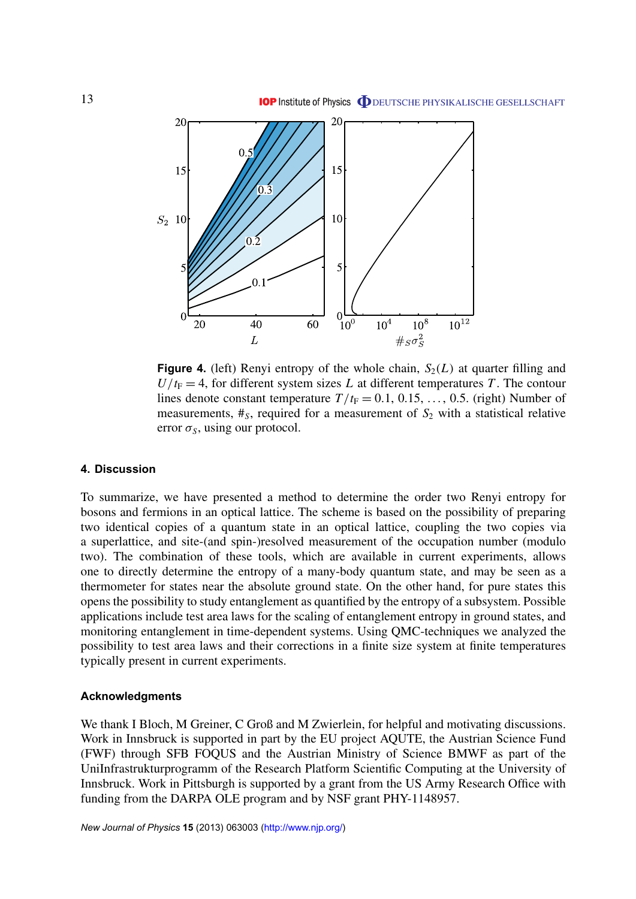**Figure 4.** (left) Renyi entropy of the whole chain, $S_2(L)$ at quarter filling and $U/t_F = 4$, for different system sizes $L$ at different temperatures $T$. The contour lines denote constant temperature $T/t_F = 0.1, 0.15, \ldots, 0.5$. (right) Number of measurements, $\#_S$, required for a measurement of $S_2$ with a statistical relative error $\sigma_S$, using our protocol.

## 4. Discussion

To summarize, we have presented a method to determine the order two Renyi entropy for bosons and fermions in an optical lattice. The scheme is based on the possibility of preparing two identical copies of a quantum state in an optical lattice, coupling the two copies via a superlattice, and site-(and spin-)resolved measurement of the occupation number (modulo two). The combination of these tools, which are available in current experiments, allows one to directly determine the entropy of a many-body quantum state, and may be seen as a thermometer for states near the absolute ground state. On the other hand, for pure states this opens the possibility to study entanglement as quantified by the entropy of a subsystem. Possible applications include test area laws for the scaling of entanglement entropy in ground states, and monitoring entanglement in time-dependent systems. Using QMC-techniques we analyzed the possibility to test area laws and their corrections in a finite size system at finite temperatures typically present in current experiments.

## Acknowledgments

We thank I Bloch, M Greiner, C Groß and M Zwierlein, for helpful and motivating discussions. Work in Innsbruck is supported in part by the EU project AQUTE, the Austrian Science Fund (FWF) through SFB FOQUS and the Austrian Ministry of Science BMWF as part of the UniInfrastrukturprogramm of the Research Platform Scientific Computing at the University of Innsbruck. Work in Pittsburgh is supported by a grant from the US Army Research Office with funding from the DARPA OLE program and by NSF grant PHY-1148957.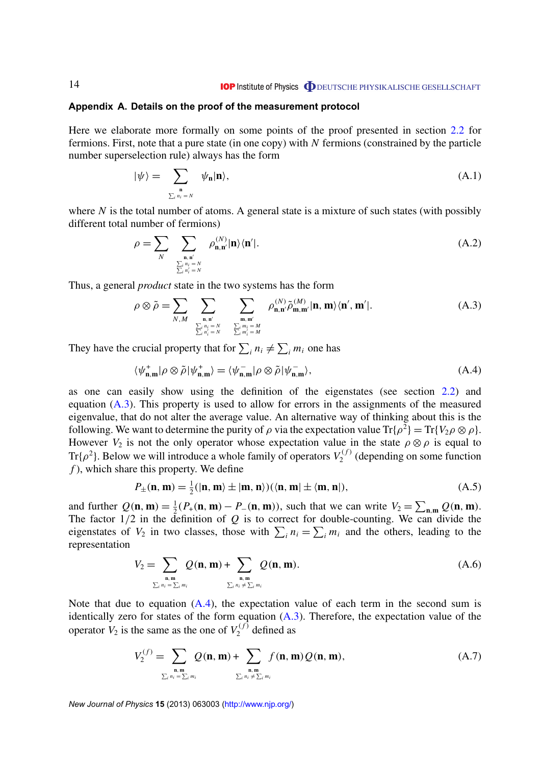## Appendix A. Details on the proof of the measurement protocol

Here we elaborate more formally on some points of the proof presented in section 2.2 for fermions. First, note that a pure state (in one copy) with $N$ fermions (constrained by the particle number superselection rule) always has the form

$$|\psi\rangle = \sum_{\substack{\mathbf{n} \\ \sum_i n_i = N}} \psi_{\mathbf{n}} |\mathbf{n}\rangle, \tag{A.1}$$

where $N$ is the total number of atoms. A general state is a mixture of such states (with possibly different total number of fermions)

$$\rho = \sum_N \sum_{\substack{\mathbf{n},\mathbf{n}' \\ \sum_i n_i = N \\ \sum_i n'_i = N}} \rho^{(N)}_{\mathbf{n},\mathbf{n}'} |\mathbf{n}\rangle\langle\mathbf{n}'|. \tag{A.2}$$

Thus, a general *product* state in the two systems has the form

$$\rho \otimes \tilde{\rho} = \sum_{N,M} \sum_{\substack{\mathbf{n},\mathbf{n}' \\ \sum_i n_i = N \\ \sum_i n'_i = N}} \sum_{\substack{\mathbf{m},\mathbf{m}' \\ \sum_i m_i = M \\ \sum_i m'_i = M}} \rho^{(N)}_{\mathbf{n},\mathbf{n}'} \tilde{\rho}^{(M)}_{\mathbf{m},\mathbf{m}'} |\mathbf{n},\mathbf{m}\rangle\langle\mathbf{n}',\mathbf{m}'|. \tag{A.3}$$

They have the crucial property that for $\sum_i n_i \neq \sum_i m_i$ one has

$$\langle\psi^+_{\mathbf{n},\mathbf{m}}|\rho\otimes\tilde{\rho}|\psi^+_{\mathbf{n},\mathbf{m}}\rangle = \langle\psi^-_{\mathbf{n},\mathbf{m}}|\rho\otimes\tilde{\rho}|\psi^-_{\mathbf{n},\mathbf{m}}\rangle, \tag{A.4}$$

as one can easily show using the definition of the eigenstates (see section 2.2) and equation (A.3). This property is used to allow for errors in the assignments of the measured eigenvalue, that do not alter the average value. An alternative way of thinking about this is the following. We want to determine the purity of $\rho$ via the expectation value $\mathrm{Tr}\{\rho^2\} = \mathrm{Tr}\{V_2 \rho \otimes \rho\}$. However $V_2$ is not the only operator whose expectation value in the state $\rho \otimes \rho$ is equal to $\mathrm{Tr}\{\rho^2\}$. Below we will introduce a whole family of operators $V_2^{(f)}$ (depending on some function $f$), which share this property. We define

$$P_\pm(\mathbf{n},\mathbf{m}) = \tfrac{1}{2}(|\mathbf{n},\mathbf{m}\rangle \pm |\mathbf{m},\mathbf{n}\rangle)(\langle\mathbf{n},\mathbf{m}| \pm \langle\mathbf{m},\mathbf{n}|), \tag{A.5}$$

and further $Q(\mathbf{n},\mathbf{m}) = \frac{1}{2}(P_+(\mathbf{n},\mathbf{m}) - P_-(\mathbf{n},\mathbf{m}))$, such that we can write $V_2 = \sum_{\mathbf{n},\mathbf{m}} Q(\mathbf{n},\mathbf{m})$. The factor $1/2$ in the definition of $Q$ is to correct for double-counting. We can divide the eigenstates of $V_2$ in two classes, those with $\sum_i n_i = \sum_i m_i$ and the others, leading to the representation

$$V_2 = \sum_{\substack{\mathbf{n},\mathbf{m} \\ \sum_i n_i = \sum_i m_i}} Q(\mathbf{n},\mathbf{m}) + \sum_{\substack{\mathbf{n},\mathbf{m} \\ \sum_i n_i \neq \sum_i m_i}} Q(\mathbf{n},\mathbf{m}). \tag{A.6}$$

Note that due to equation (A.4), the expectation value of each term in the second sum is identically zero for states of the form equation (A.3). Therefore, the expectation value of the operator $V_2$ is the same as the one of $V_2^{(f)}$ defined as

$$V_2^{(f)} = \sum_{\substack{\mathbf{n},\mathbf{m} \\ \sum_i n_i = \sum_i m_i}} Q(\mathbf{n},\mathbf{m}) + \sum_{\substack{\mathbf{n},\mathbf{m} \\ \sum_i n_i \neq \sum_i m_i}} f(\mathbf{n},\mathbf{m}) Q(\mathbf{n},\mathbf{m}), \tag{A.7}$$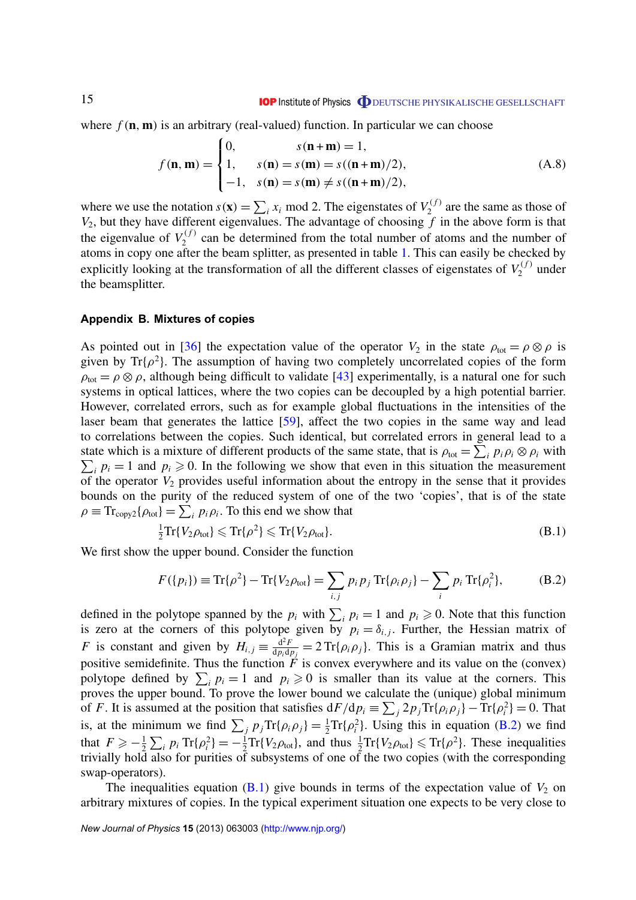where $f(\mathbf{n},\mathbf{m})$ is an arbitrary (real-valued) function. In particular we can choose

$$f(\mathbf{n},\mathbf{m}) = \begin{cases} 0, & s(\mathbf{n}+\mathbf{m}) = 1, \\ 1, & s(\mathbf{n}) = s(\mathbf{m}) = s((\mathbf{n}+\mathbf{m})/2), \\ -1, & s(\mathbf{n}) = s(\mathbf{m}) \neq s((\mathbf{n}+\mathbf{m})/2), \end{cases} \tag{A.8}$$

where we use the notation $s(\mathbf{x}) = \sum_i x_i \bmod 2$. The eigenstates of $V_2^{(f)}$ are the same as those of $V_2$, but they have different eigenvalues. The advantage of choosing $f$ in the above form is that the eigenvalue of $V_2^{(f)}$ can be determined from the total number of atoms and the number of atoms in copy one after the beam splitter, as presented in table 1. This can easily be checked by explicitly looking at the transformation of all the different classes of eigenstates of $V_2^{(f)}$ under the beamsplitter.

## Appendix B. Mixtures of copies

As pointed out in [36] the expectation value of the operator $V_2$ in the state $\rho_{\mathrm{tot}} = \rho\otimes\rho$ is given by $\mathrm{Tr}\{\rho^2\}$. The assumption of having two completely uncorrelated copies of the form $\rho_{\mathrm{tot}} = \rho\otimes\rho$, although being difficult to validate [43] experimentally, is a natural one for such systems in optical lattices, where the two copies can be decoupled by a high potential barrier. However, correlated errors, such as for example global fluctuations in the intensities of the laser beam that generates the lattice [59], affect the two copies in the same way and lead to correlations between the copies. Such identical, but correlated errors in general lead to a state which is a mixture of different products of the same state, that is $\rho_{\mathrm{tot}} = \sum_i p_i \rho_i \otimes \rho_i$ with $\sum_i p_i = 1$ and $p_i \geqslant 0$. In the following we show that even in this situation the measurement of the operator $V_2$ provides useful information about the entropy in the sense that it provides bounds on the purity of the reduced system of one of the two 'copies', that is of the state $\rho \equiv \mathrm{Tr}_{\mathrm{copy2}}\{\rho_{\mathrm{tot}}\} = \sum_i p_i \rho_i$. To this end we show that

$$\tfrac{1}{2}\mathrm{Tr}\{V_2\rho_{\mathrm{tot}}\} \leqslant \mathrm{Tr}\{\rho^2\} \leqslant \mathrm{Tr}\{V_2\rho_{\mathrm{tot}}\}. \tag{B.1}$$

We first show the upper bound. Consider the function

$$F(\{p_i\}) \equiv \mathrm{Tr}\{\rho^2\} - \mathrm{Tr}\{V_2\rho_{\mathrm{tot}}\} = \sum_{i,j} p_i p_j\, \mathrm{Tr}\{\rho_i\rho_j\} - \sum_i p_i\, \mathrm{Tr}\{\rho_i^2\}, \tag{B.2}$$

defined in the polytope spanned by the $p_i$ with $\sum_i p_i = 1$ and $p_i \geqslant 0$. Note that this function is zero at the corners of this polytope given by $p_i = \delta_{i,j}$. Further, the Hessian matrix of $F$ is constant and given by $H_{i,j} \equiv \frac{\mathrm{d}^2 F}{\mathrm{d}p_i \mathrm{d}p_j} = 2\,\mathrm{Tr}\{\rho_i\rho_j\}$. This is a Gramian matrix and thus positive semidefinite. Thus the function $F$ is convex everywhere and its value on the (convex) polytope defined by $\sum_i p_i = 1$ and $p_i \geqslant 0$ is smaller than its value at the corners. This proves the upper bound. To prove the lower bound we calculate the (unique) global minimum of $F$. It is assumed at the position that satisfies $\mathrm{d}F/\mathrm{d}p_i \equiv \sum_j 2p_j \mathrm{Tr}\{\rho_i\rho_j\} - \mathrm{Tr}\{\rho_i^2\} = 0$. That is, at the minimum we find $\sum_j p_j \mathrm{Tr}\{\rho_i\rho_j\} = \frac{1}{2}\mathrm{Tr}\{\rho_i^2\}$. Using this in equation (B.2) we find that $F \geqslant -\frac{1}{2}\sum_i p_i\, \mathrm{Tr}\{\rho_i^2\} = -\frac{1}{2}\mathrm{Tr}\{V_2\rho_{\mathrm{tot}}\}$, and thus $\frac{1}{2}\mathrm{Tr}\{V_2\rho_{\mathrm{tot}}\} \leqslant \mathrm{Tr}\{\rho^2\}$. These inequalities trivially hold also for purities of subsystems of one of the two copies (with the corresponding swap-operators).

The inequalities equation (B.1) give bounds in terms of the expectation value of $V_2$ on arbitrary mixtures of copies. In the typical experiment situation one expects to be very close to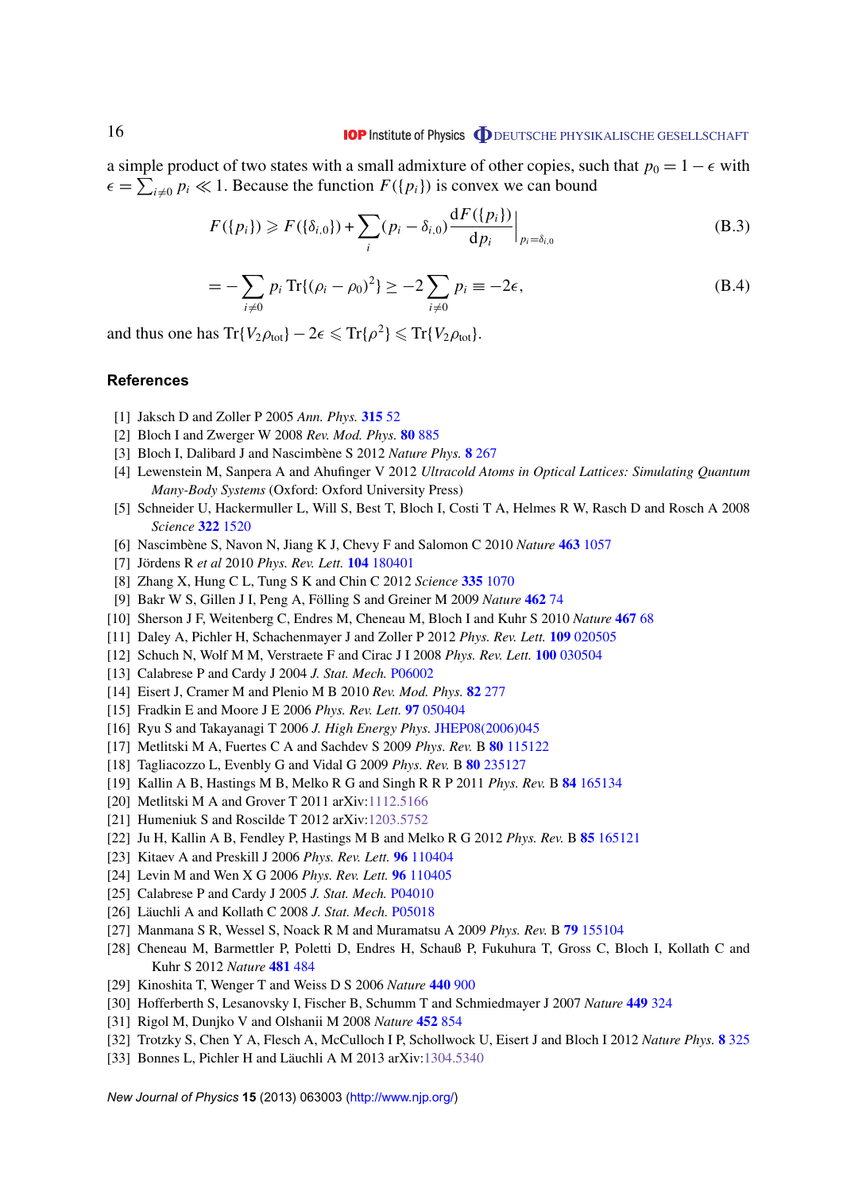a simple product of two states with a small admixture of other copies, such that $p_0 = 1 - \epsilon$ with $\epsilon = \sum_{i \neq 0} p_i \ll 1$. Because the function $F(\{p_i\})$ is convex we can bound

$$F(\{p_i\}) \geqslant F(\{\delta_{i,0}\}) + \sum_i (p_i - \delta_{i,0}) \frac{\mathrm{d}F(\{p_i\})}{\mathrm{d}p_i}\bigg|_{p_i=\delta_{i,0}} \tag{B.3}$$

$$= -\sum_{i\neq 0} p_i \operatorname{Tr}\{(\rho_i - \rho_0)^2\} \geq -2\sum_{i\neq 0} p_i \equiv -2\epsilon, \tag{B.4}$$

and thus one has $\operatorname{Tr}\{V_2\rho_{\text{tot}}\} - 2\epsilon \leqslant \operatorname{Tr}\{\rho^2\} \leqslant \operatorname{Tr}\{V_2\rho_{\text{tot}}\}$.

## References

[1] Jaksch D and Zoller P 2005 *Ann. Phys.* **315** 52

[2] Bloch I and Zwerger W 2008 *Rev. Mod. Phys.* **80** 885

[3] Bloch I, Dalibard J and Nascimbène S 2012 *Nature Phys.* **8** 267

[4] Lewenstein M, Sanpera A and Ahufinger V 2012 *Ultracold Atoms in Optical Lattices: Simulating Quantum Many-Body Systems* (Oxford: Oxford University Press)

[5] Schneider U, Hackermuller L, Will S, Best T, Bloch I, Costi T A, Helmes R W, Rasch D and Rosch A 2008 *Science* **322** 1520

[6] Nascimbène S, Navon N, Jiang K J, Chevy F and Salomon C 2010 *Nature* **463** 1057

[7] Jördens R *et al* 2010 *Phys. Rev. Lett.* **104** 180401

[8] Zhang X, Hung C L, Tung S K and Chin C 2012 *Science* **335** 1070

[9] Bakr W S, Gillen J I, Peng A, Fölling S and Greiner M 2009 *Nature* **462** 74

[10] Sherson J F, Weitenberg C, Endres M, Cheneau M, Bloch I and Kuhr S 2010 *Nature* **467** 68

[11] Daley A, Pichler H, Schachenmayer J and Zoller P 2012 *Phys. Rev. Lett.* **109** 020505

[12] Schuch N, Wolf M M, Verstraete F and Cirac J I 2008 *Phys. Rev. Lett.* **100** 030504

[13] Calabrese P and Cardy J 2004 *J. Stat. Mech.* P06002

[14] Eisert J, Cramer M and Plenio M B 2010 *Rev. Mod. Phys.* **82** 277

[15] Fradkin E and Moore J E 2006 *Phys. Rev. Lett.* **97** 050404

[16] Ryu S and Takayanagi T 2006 *J. High Energy Phys.* JHEP08(2006)045

[17] Metlitski M A, Fuertes C A and Sachdev S 2009 *Phys. Rev.* B **80** 115122

[18] Tagliacozzo L, Evenbly G and Vidal G 2009 *Phys. Rev.* B **80** 235127

[19] Kallin A B, Hastings M B, Melko R G and Singh R R P 2011 *Phys. Rev.* B **84** 165134

[20] Metlitski M A and Grover T 2011 arXiv:1112.5166

[21] Humeniuk S and Roscilde T 2012 arXiv:1203.5752

[22] Ju H, Kallin A B, Fendley P, Hastings M B and Melko R G 2012 *Phys. Rev.* B **85** 165121

[23] Kitaev A and Preskill J 2006 *Phys. Rev. Lett.* **96** 110404

[24] Levin M and Wen X G 2006 *Phys. Rev. Lett.* **96** 110405

[25] Calabrese P and Cardy J 2005 *J. Stat. Mech.* P04010

[26] Läuchli A and Kollath C 2008 *J. Stat. Mech.* P05018

[27] Manmana S R, Wessel S, Noack R M and Muramatsu A 2009 *Phys. Rev.* B **79** 155104

[28] Cheneau M, Barmettler P, Poletti D, Endres H, Schauß P, Fukuhura T, Gross C, Bloch I, Kollath C and Kuhr S 2012 *Nature* **481** 484

[29] Kinoshita T, Wenger T and Weiss D S 2006 *Nature* **440** 900

[30] Hofferberth S, Lesanovsky I, Fischer B, Schumm T and Schmiedmayer J 2007 *Nature* **449** 324

[31] Rigol M, Dunjko V and Olshanii M 2008 *Nature* **452** 854

[32] Trotzky S, Chen Y A, Flesch A, McCulloch I P, Schollwock U, Eisert J and Bloch I 2012 *Nature Phys.* **8** 325

[33] Bonnes L, Pichler H and Läuchli A M 2013 arXiv:1304.5340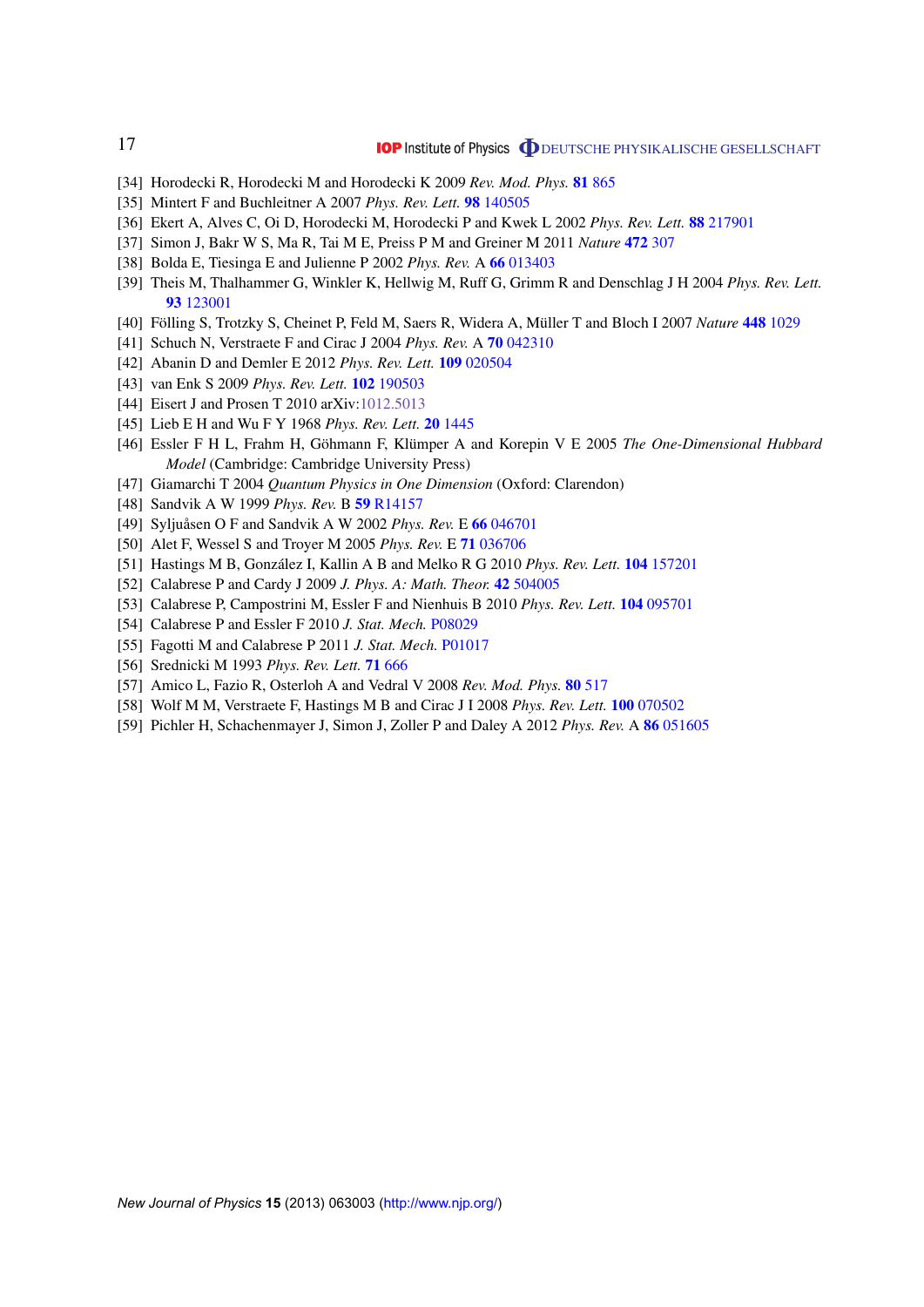[34] Horodecki R, Horodecki M and Horodecki K 2009 *Rev. Mod. Phys.* **81** 865
[35] Mintert F and Buchleitner A 2007 *Phys. Rev. Lett.* **98** 140505
[36] Ekert A, Alves C, Oi D, Horodecki M, Horodecki P and Kwek L 2002 *Phys. Rev. Lett.* **88** 217901
[37] Simon J, Bakr W S, Ma R, Tai M E, Preiss P M and Greiner M 2011 *Nature* **472** 307
[38] Bolda E, Tiesinga E and Julienne P 2002 *Phys. Rev.* A **66** 013403
[39] Theis M, Thalhammer G, Winkler K, Hellwig M, Ruff G, Grimm R and Denschlag J H 2004 *Phys. Rev. Lett.* **93** 123001
[40] Fölling S, Trotzky S, Cheinet P, Feld M, Saers R, Widera A, Müller T and Bloch I 2007 *Nature* **448** 1029
[41] Schuch N, Verstraete F and Cirac J 2004 *Phys. Rev.* A **70** 042310
[42] Abanin D and Demler E 2012 *Phys. Rev. Lett.* **109** 020504
[43] van Enk S 2009 *Phys. Rev. Lett.* **102** 190503
[44] Eisert J and Prosen T 2010 arXiv:1012.5013
[45] Lieb E H and Wu F Y 1968 *Phys. Rev. Lett.* **20** 1445
[46] Essler F H L, Frahm H, Göhmann F, Klümper A and Korepin V E 2005 *The One-Dimensional Hubbard Model* (Cambridge: Cambridge University Press)
[47] Giamarchi T 2004 *Quantum Physics in One Dimension* (Oxford: Clarendon)
[48] Sandvik A W 1999 *Phys. Rev.* B **59** R14157
[49] Syljuåsen O F and Sandvik A W 2002 *Phys. Rev.* E **66** 046701
[50] Alet F, Wessel S and Troyer M 2005 *Phys. Rev.* E **71** 036706
[51] Hastings M B, González I, Kallin A B and Melko R G 2010 *Phys. Rev. Lett.* **104** 157201
[52] Calabrese P and Cardy J 2009 *J. Phys. A: Math. Theor.* **42** 504005
[53] Calabrese P, Campostrini M, Essler F and Nienhuis B 2010 *Phys. Rev. Lett.* **104** 095701
[54] Calabrese P and Essler F 2010 *J. Stat. Mech.* P08029
[55] Fagotti M and Calabrese P 2011 *J. Stat. Mech.* P01017
[56] Srednicki M 1993 *Phys. Rev. Lett.* **71** 666
[57] Amico L, Fazio R, Osterloh A and Vedral V 2008 *Rev. Mod. Phys.* **80** 517
[58] Wolf M M, Verstraete F, Hastings M B and Cirac J I 2008 *Phys. Rev. Lett.* **100** 070502
[59] Pichler H, Schachenmayer J, Simon J, Zoller P and Daley A 2012 *Phys. Rev.* A **86** 051605